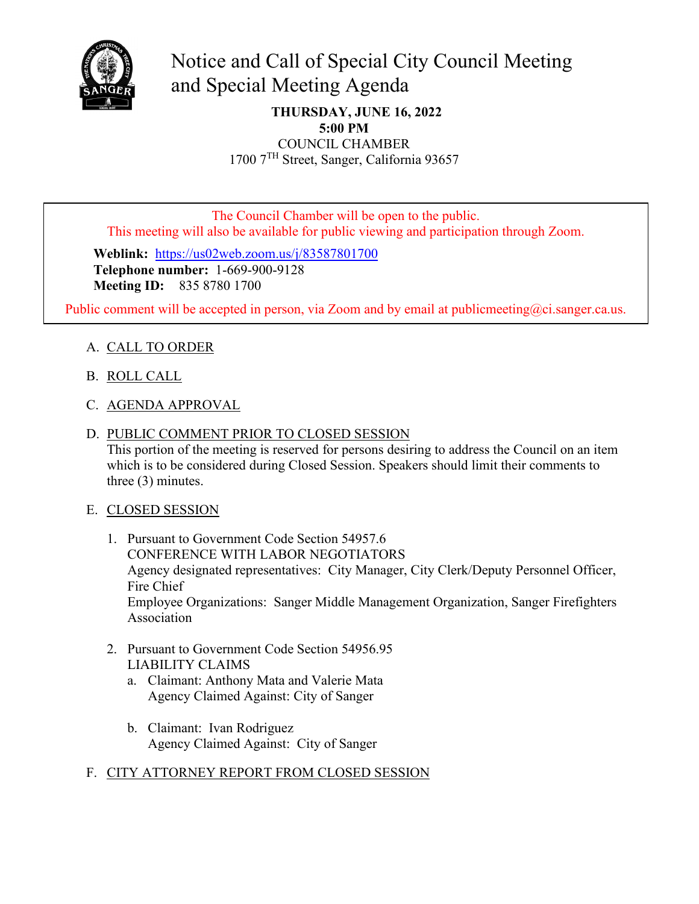# Notice and Call of Special City Council Meeting and Special Meeting Agenda

**THURSDAY, JUNE 16, 2022**
**5:00 PM**
COUNCIL CHAMBER
1700 7TH Street, Sanger, California 93657

The Council Chamber will be open to the public.
This meeting will also be available for public viewing and participation through Zoom.

**Weblink:** https://us02web.zoom.us/j/83587801700
**Telephone number:** 1-669-900-9128
**Meeting ID:** 835 8780 1700

Public comment will be accepted in person, via Zoom and by email at publicmeeting@ci.sanger.ca.us.

A. CALL TO ORDER

B. ROLL CALL

C. AGENDA APPROVAL

D. PUBLIC COMMENT PRIOR TO CLOSED SESSION
This portion of the meeting is reserved for persons desiring to address the Council on an item which is to be considered during Closed Session. Speakers should limit their comments to three (3) minutes.

E. CLOSED SESSION

1. Pursuant to Government Code Section 54957.6
CONFERENCE WITH LABOR NEGOTIATORS
Agency designated representatives: City Manager, City Clerk/Deputy Personnel Officer, Fire Chief
Employee Organizations: Sanger Middle Management Organization, Sanger Firefighters Association

2. Pursuant to Government Code Section 54956.95
LIABILITY CLAIMS
   a. Claimant: Anthony Mata and Valerie Mata
   Agency Claimed Against: City of Sanger

   b. Claimant: Ivan Rodriguez
   Agency Claimed Against: City of Sanger

F. CITY ATTORNEY REPORT FROM CLOSED SESSION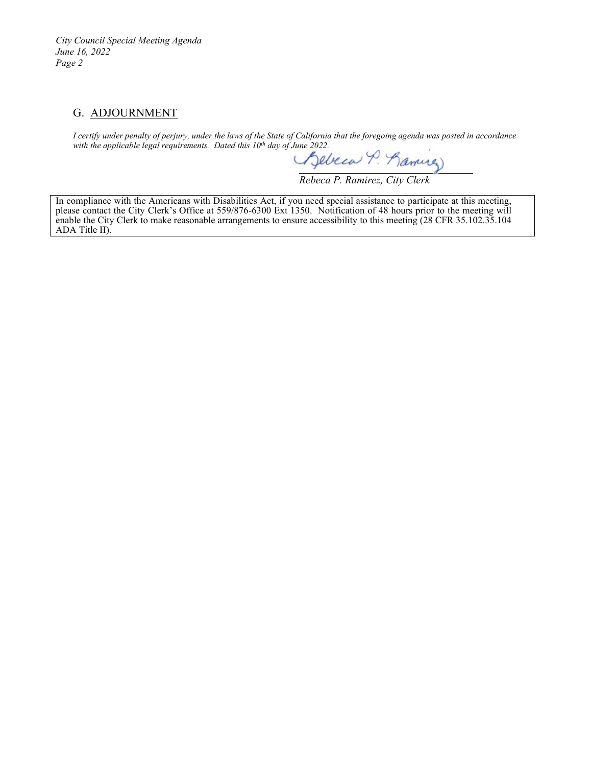## G. ADJOURNMENT

*I certify under penalty of perjury, under the laws of the State of California that the foregoing agenda was posted in accordance with the applicable legal requirements. Dated this 10th day of June 2022.*

*Rebeca P. Ramirez, City Clerk*

In compliance with the Americans with Disabilities Act, if you need special assistance to participate at this meeting, please contact the City Clerk's Office at 559/876-6300 Ext 1350. Notification of 48 hours prior to the meeting will enable the City Clerk to make reasonable arrangements to ensure accessibility to this meeting (28 CFR 35.102.35.104 ADA Title II).